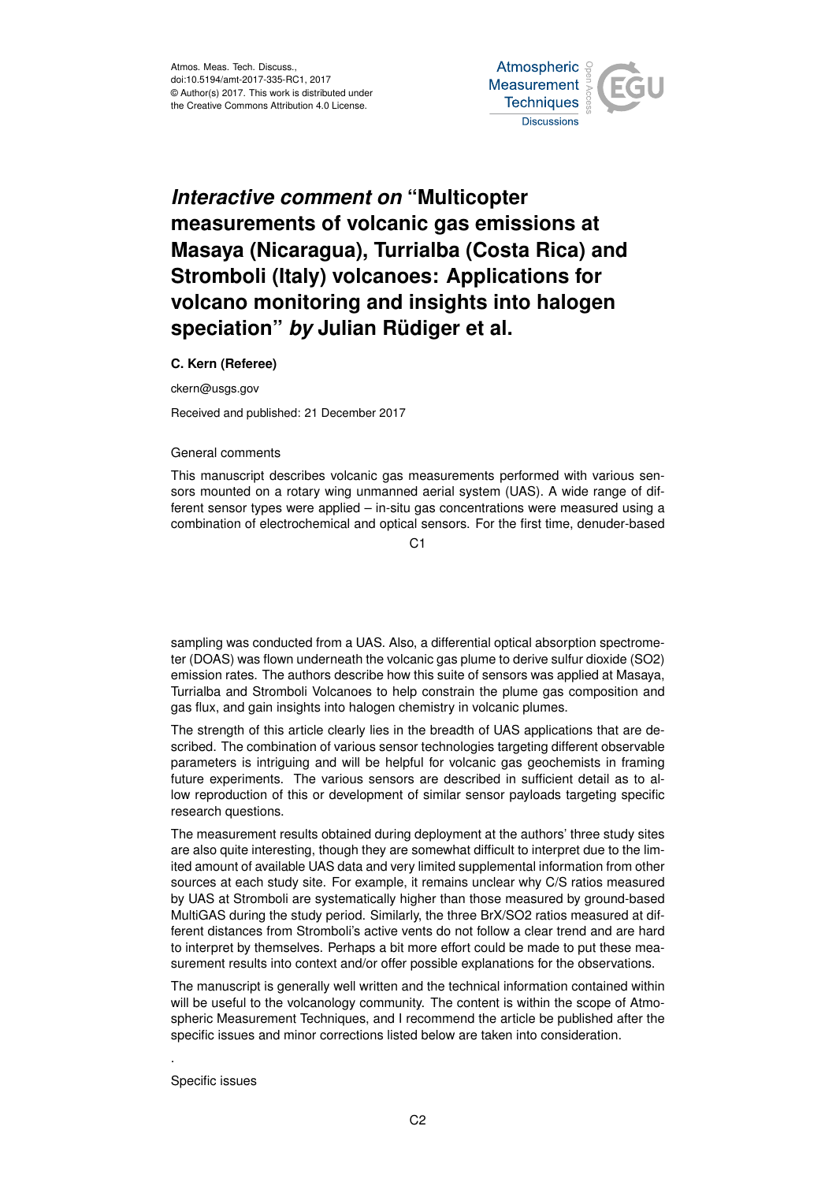# *Interactive comment on* "Multicopter measurements of volcanic gas emissions at Masaya (Nicaragua), Turrialba (Costa Rica) and Stromboli (Italy) volcanoes: Applications for volcano monitoring and insights into halogen speciation" *by* Julian Rüdiger et al.

**C. Kern (Referee)**

ckern@usgs.gov

Received and published: 21 December 2017

General comments

This manuscript describes volcanic gas measurements performed with various sensors mounted on a rotary wing unmanned aerial system (UAS). A wide range of different sensor types were applied – in-situ gas concentrations were measured using a combination of electrochemical and optical sensors. For the first time, denuder-based sampling was conducted from a UAS. Also, a differential optical absorption spectrometer (DOAS) was flown underneath the volcanic gas plume to derive sulfur dioxide (SO2) emission rates. The authors describe how this suite of sensors was applied at Masaya, Turrialba and Stromboli Volcanoes to help constrain the plume gas composition and gas flux, and gain insights into halogen chemistry in volcanic plumes.

The strength of this article clearly lies in the breadth of UAS applications that are described. The combination of various sensor technologies targeting different observable parameters is intriguing and will be helpful for volcanic gas geochemists in framing future experiments. The various sensors are described in sufficient detail as to allow reproduction of this or development of similar sensor payloads targeting specific research questions.

The measurement results obtained during deployment at the authors' three study sites are also quite interesting, though they are somewhat difficult to interpret due to the limited amount of available UAS data and very limited supplemental information from other sources at each study site. For example, it remains unclear why C/S ratios measured by UAS at Stromboli are systematically higher than those measured by ground-based MultiGAS during the study period. Similarly, the three BrX/SO2 ratios measured at different distances from Stromboli's active vents do not follow a clear trend and are hard to interpret by themselves. Perhaps a bit more effort could be made to put these measurement results into context and/or offer possible explanations for the observations.

The manuscript is generally well written and the technical information contained within will be useful to the volcanology community. The content is within the scope of Atmospheric Measurement Techniques, and I recommend the article be published after the specific issues and minor corrections listed below are taken into consideration.

.

Specific issues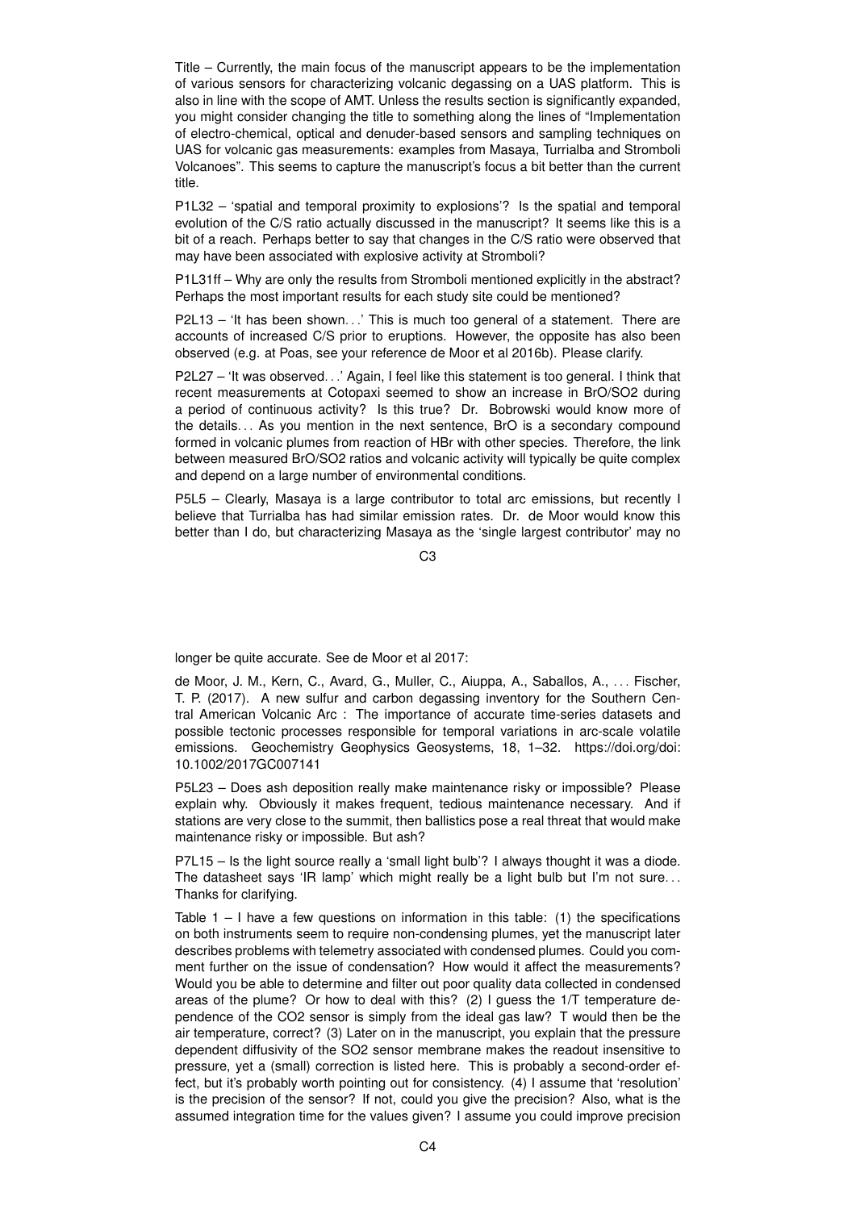Title – Currently, the main focus of the manuscript appears to be the implementation of various sensors for characterizing volcanic degassing on a UAS platform. This is also in line with the scope of AMT. Unless the results section is significantly expanded, you might consider changing the title to something along the lines of "Implementation of electro-chemical, optical and denuder-based sensors and sampling techniques on UAS for volcanic gas measurements: examples from Masaya, Turrialba and Stromboli Volcanoes". This seems to capture the manuscript's focus a bit better than the current title.

P1L32 – 'spatial and temporal proximity to explosions'? Is the spatial and temporal evolution of the C/S ratio actually discussed in the manuscript? It seems like this is a bit of a reach. Perhaps better to say that changes in the C/S ratio were observed that may have been associated with explosive activity at Stromboli?

P1L31ff – Why are only the results from Stromboli mentioned explicitly in the abstract? Perhaps the most important results for each study site could be mentioned?

P2L13 – 'It has been shown...' This is much too general of a statement. There are accounts of increased C/S prior to eruptions. However, the opposite has also been observed (e.g. at Poas, see your reference de Moor et al 2016b). Please clarify.

P2L27 – 'It was observed...' Again, I feel like this statement is too general. I think that recent measurements at Cotopaxi seemed to show an increase in BrO/SO2 during a period of continuous activity? Is this true? Dr. Bobrowski would know more of the details... As you mention in the next sentence, BrO is a secondary compound formed in volcanic plumes from reaction of HBr with other species. Therefore, the link between measured BrO/SO2 ratios and volcanic activity will typically be quite complex and depend on a large number of environmental conditions.

P5L5 – Clearly, Masaya is a large contributor to total arc emissions, but recently I believe that Turrialba has had similar emission rates. Dr. de Moor would know this better than I do, but characterizing Masaya as the 'single largest contributor' may no longer be quite accurate. See de Moor et al 2017:

de Moor, J. M., Kern, C., Avard, G., Muller, C., Aiuppa, A., Saballos, A., ... Fischer, T. P. (2017). A new sulfur and carbon degassing inventory for the Southern Central American Volcanic Arc : The importance of accurate time-series datasets and possible tectonic processes responsible for temporal variations in arc-scale volatile emissions. Geochemistry Geophysics Geosystems, 18, 1–32. https://doi.org/doi: 10.1002/2017GC007141

P5L23 – Does ash deposition really make maintenance risky or impossible? Please explain why. Obviously it makes frequent, tedious maintenance necessary. And if stations are very close to the summit, then ballistics pose a real threat that would make maintenance risky or impossible. But ash?

P7L15 – Is the light source really a 'small light bulb'? I always thought it was a diode. The datasheet says 'IR lamp' which might really be a light bulb but I'm not sure... Thanks for clarifying.

Table 1 – I have a few questions on information in this table: (1) the specifications on both instruments seem to require non-condensing plumes, yet the manuscript later describes problems with telemetry associated with condensed plumes. Could you comment further on the issue of condensation? How would it affect the measurements? Would you be able to determine and filter out poor quality data collected in condensed areas of the plume? Or how to deal with this? (2) I guess the 1/T temperature dependence of the CO2 sensor is simply from the ideal gas law? T would then be the air temperature, correct? (3) Later on in the manuscript, you explain that the pressure dependent diffusivity of the SO2 sensor membrane makes the readout insensitive to pressure, yet a (small) correction is listed here. This is probably a second-order effect, but it's probably worth pointing out for consistency. (4) I assume that 'resolution' is the precision of the sensor? If not, could you give the precision? Also, what is the assumed integration time for the values given? I assume you could improve precision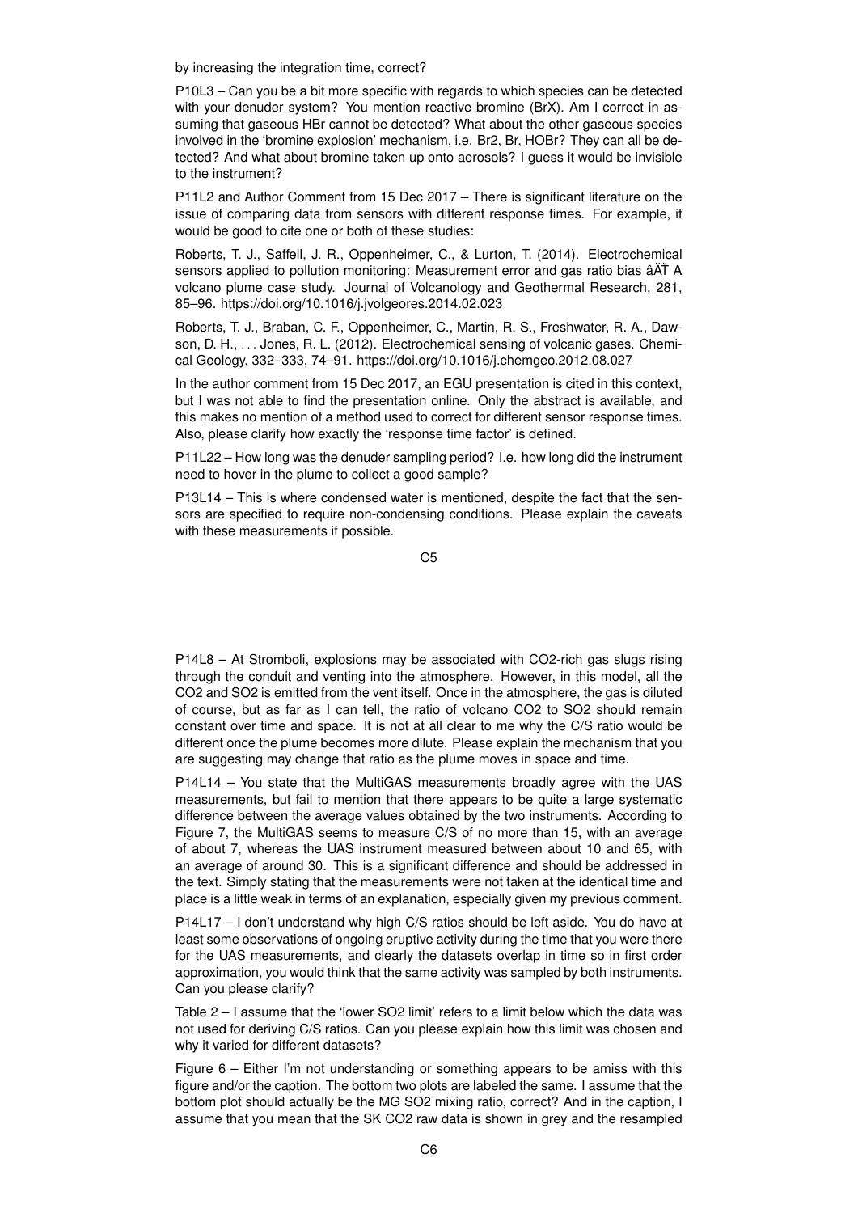by increasing the integration time, correct?

P10L3 – Can you be a bit more specific with regards to which species can be detected with your denuder system? You mention reactive bromine (BrX). Am I correct in assuming that gaseous HBr cannot be detected? What about the other gaseous species involved in the 'bromine explosion' mechanism, i.e. $Br_2$, Br, HOBr? They can all be detected? And what about bromine taken up onto aerosols? I guess it would be invisible to the instrument?

P11L2 and Author Comment from 15 Dec 2017 – There is significant literature on the issue of comparing data from sensors with different response times. For example, it would be good to cite one or both of these studies:

Roberts, T. J., Saffell, J. R., Oppenheimer, C., & Lurton, T. (2014). Electrochemical sensors applied to pollution monitoring: Measurement error and gas ratio bias âĂŤ A volcano plume case study. Journal of Volcanology and Geothermal Research, 281, 85–96. https://doi.org/10.1016/j.jvolgeores.2014.02.023

Roberts, T. J., Braban, C. F., Oppenheimer, C., Martin, R. S., Freshwater, R. A., Dawson, D. H., . . . Jones, R. L. (2012). Electrochemical sensing of volcanic gases. Chemical Geology, 332–333, 74–91. https://doi.org/10.1016/j.chemgeo.2012.08.027

In the author comment from 15 Dec 2017, an EGU presentation is cited in this context, but I was not able to find the presentation online. Only the abstract is available, and this makes no mention of a method used to correct for different sensor response times. Also, please clarify how exactly the 'response time factor' is defined.

P11L22 – How long was the denuder sampling period? I.e. how long did the instrument need to hover in the plume to collect a good sample?

P13L14 – This is where condensed water is mentioned, despite the fact that the sensors are specified to require non-condensing conditions. Please explain the caveats with these measurements if possible.

P14L8 – At Stromboli, explosions may be associated with $CO_2$-rich gas slugs rising through the conduit and venting into the atmosphere. However, in this model, all the $CO_2$ and $SO_2$ is emitted from the vent itself. Once in the atmosphere, the gas is diluted of course, but as far as I can tell, the ratio of volcano $CO_2$ to $SO_2$ should remain constant over time and space. It is not at all clear to me why the C/S ratio would be different once the plume becomes more dilute. Please explain the mechanism that you are suggesting may change that ratio as the plume moves in space and time.

P14L14 – You state that the MultiGAS measurements broadly agree with the UAS measurements, but fail to mention that there appears to be quite a large systematic difference between the average values obtained by the two instruments. According to Figure 7, the MultiGAS seems to measure C/S of no more than 15, with an average of about 7, whereas the UAS instrument measured between about 10 and 65, with an average of around 30. This is a significant difference and should be addressed in the text. Simply stating that the measurements were not taken at the identical time and place is a little weak in terms of an explanation, especially given my previous comment.

P14L17 – I don't understand why high C/S ratios should be left aside. You do have at least some observations of ongoing eruptive activity during the time that you were there for the UAS measurements, and clearly the datasets overlap in time so in first order approximation, you would think that the same activity was sampled by both instruments. Can you please clarify?

Table 2 – I assume that the 'lower $SO_2$ limit' refers to a limit below which the data was not used for deriving C/S ratios. Can you please explain how this limit was chosen and why it varied for different datasets?

Figure 6 – Either I'm not understanding or something appears to be amiss with this figure and/or the caption. The bottom two plots are labeled the same. I assume that the bottom plot should actually be the MG $SO_2$ mixing ratio, correct? And in the caption, I assume that you mean that the SK $CO_2$ raw data is shown in grey and the resampled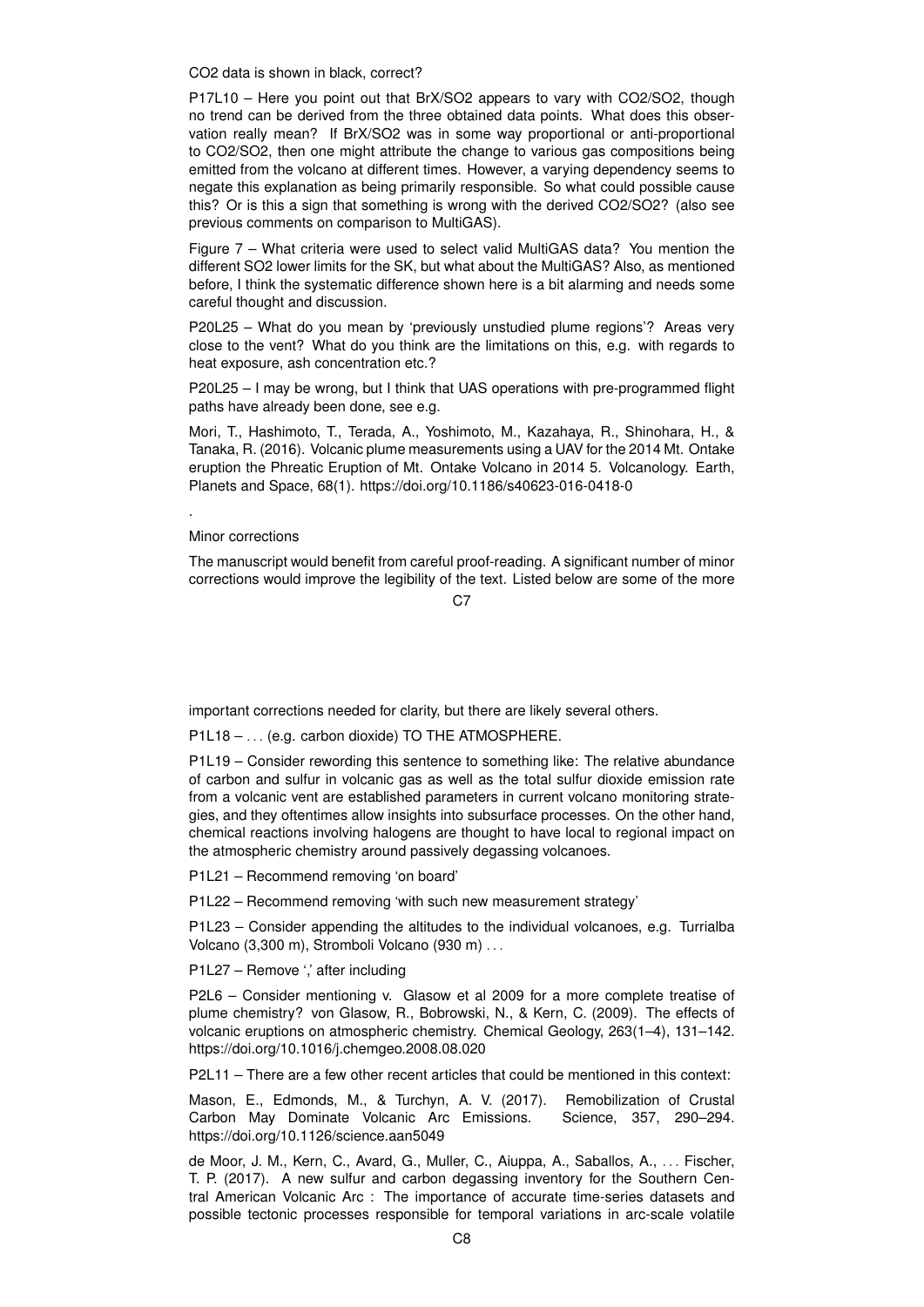CO2 data is shown in black, correct?

P17L10 – Here you point out that BrX/SO2 appears to vary with CO2/SO2, though no trend can be derived from the three obtained data points. What does this observation really mean? If BrX/SO2 was in some way proportional or anti-proportional to CO2/SO2, then one might attribute the change to various gas compositions being emitted from the volcano at different times. However, a varying dependency seems to negate this explanation as being primarily responsible. So what could possible cause this? Or is this a sign that something is wrong with the derived CO2/SO2? (also see previous comments on comparison to MultiGAS).

Figure 7 – What criteria were used to select valid MultiGAS data? You mention the different SO2 lower limits for the SK, but what about the MultiGAS? Also, as mentioned before, I think the systematic difference shown here is a bit alarming and needs some careful thought and discussion.

P20L25 – What do you mean by 'previously unstudied plume regions'? Areas very close to the vent? What do you think are the limitations on this, e.g. with regards to heat exposure, ash concentration etc.?

P20L25 – I may be wrong, but I think that UAS operations with pre-programmed flight paths have already been done, see e.g.

Mori, T., Hashimoto, T., Terada, A., Yoshimoto, M., Kazahaya, R., Shinohara, H., & Tanaka, R. (2016). Volcanic plume measurements using a UAV for the 2014 Mt. Ontake eruption the Phreatic Eruption of Mt. Ontake Volcano in 2014 5. Volcanology. Earth, Planets and Space, 68(1). https://doi.org/10.1186/s40623-016-0418-0

.

Minor corrections

The manuscript would benefit from careful proof-reading. A significant number of minor corrections would improve the legibility of the text. Listed below are some of the more important corrections needed for clarity, but there are likely several others.

P1L18 – . . . (e.g. carbon dioxide) TO THE ATMOSPHERE.

P1L19 – Consider rewording this sentence to something like: The relative abundance of carbon and sulfur in volcanic gas as well as the total sulfur dioxide emission rate from a volcanic vent are established parameters in current volcano monitoring strategies, and they oftentimes allow insights into subsurface processes. On the other hand, chemical reactions involving halogens are thought to have local to regional impact on the atmospheric chemistry around passively degassing volcanoes.

P1L21 – Recommend removing 'on board'

P1L22 – Recommend removing 'with such new measurement strategy'

P1L23 – Consider appending the altitudes to the individual volcanoes, e.g. Turrialba Volcano (3,300 m), Stromboli Volcano (930 m) . . .

P1L27 – Remove ',' after including

P2L6 – Consider mentioning v. Glasow et al 2009 for a more complete treatise of plume chemistry? von Glasow, R., Bobrowski, N., & Kern, C. (2009). The effects of volcanic eruptions on atmospheric chemistry. Chemical Geology, 263(1–4), 131–142. https://doi.org/10.1016/j.chemgeo.2008.08.020

P2L11 – There are a few other recent articles that could be mentioned in this context:

Mason, E., Edmonds, M., & Turchyn, A. V. (2017). Remobilization of Crustal Carbon May Dominate Volcanic Arc Emissions. Science, 357, 290–294. https://doi.org/10.1126/science.aan5049

de Moor, J. M., Kern, C., Avard, G., Muller, C., Aiuppa, A., Saballos, A., . . . Fischer, T. P. (2017). A new sulfur and carbon degassing inventory for the Southern Central American Volcanic Arc : The importance of accurate time-series datasets and possible tectonic processes responsible for temporal variations in arc-scale volatile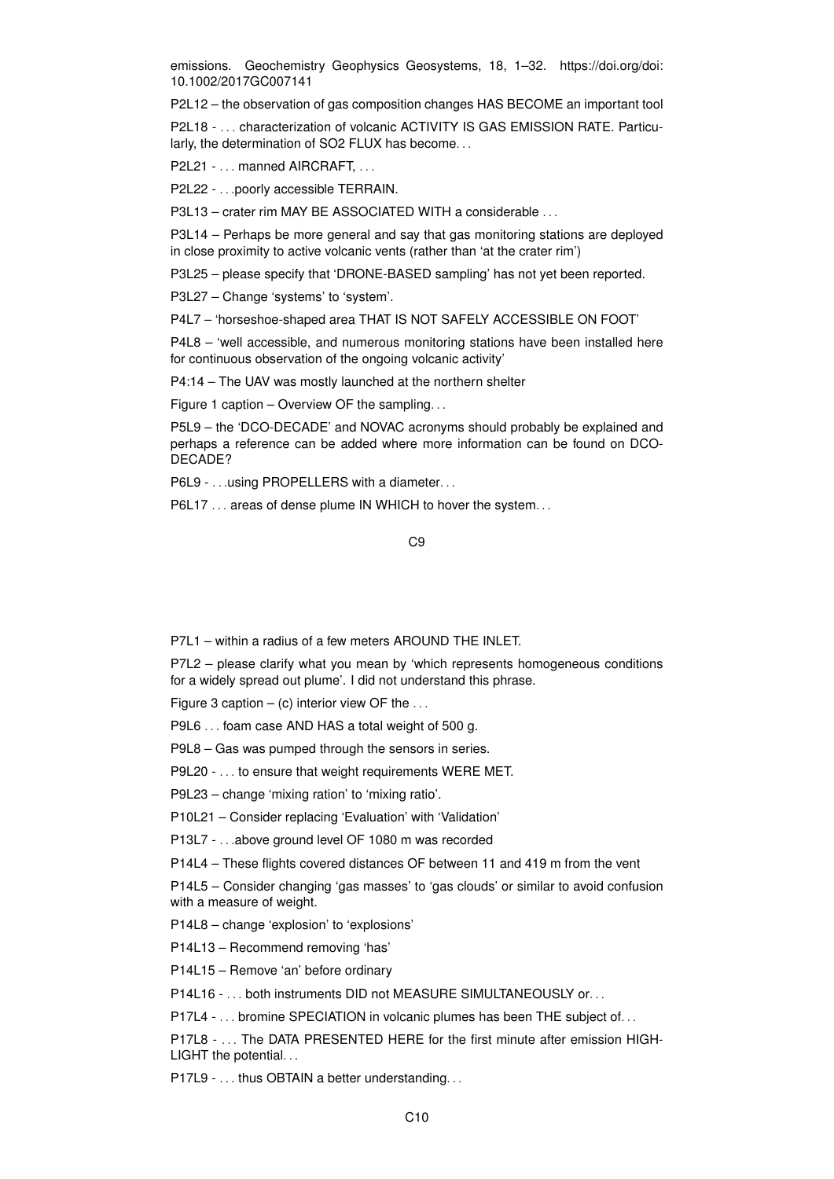emissions. Geochemistry Geophysics Geosystems, 18, 1–32. https://doi.org/doi: 10.1002/2017GC007141

P2L12 – the observation of gas composition changes HAS BECOME an important tool

P2L18 - . . . characterization of volcanic ACTIVITY IS GAS EMISSION RATE. Particularly, the determination of SO2 FLUX has become. . .

P2L21 - . . . manned AIRCRAFT, . . .

P2L22 - . . .poorly accessible TERRAIN.

P3L13 – crater rim MAY BE ASSOCIATED WITH a considerable . . .

P3L14 – Perhaps be more general and say that gas monitoring stations are deployed in close proximity to active volcanic vents (rather than 'at the crater rim')

P3L25 – please specify that 'DRONE-BASED sampling' has not yet been reported.

P3L27 – Change 'systems' to 'system'.

P4L7 – 'horseshoe-shaped area THAT IS NOT SAFELY ACCESSIBLE ON FOOT'

P4L8 – 'well accessible, and numerous monitoring stations have been installed here for continuous observation of the ongoing volcanic activity'

P4:14 – The UAV was mostly launched at the northern shelter

Figure 1 caption – Overview OF the sampling. . .

P5L9 – the 'DCO-DECADE' and NOVAC acronyms should probably be explained and perhaps a reference can be added where more information can be found on DCO-DECADE?

P6L9 - . . .using PROPELLERS with a diameter. . .

P6L17 . . . areas of dense plume IN WHICH to hover the system. . .

P7L1 – within a radius of a few meters AROUND THE INLET.

P7L2 – please clarify what you mean by 'which represents homogeneous conditions for a widely spread out plume'. I did not understand this phrase.

Figure 3 caption – (c) interior view OF the . . .

P9L6 . . . foam case AND HAS a total weight of 500 g.

P9L8 – Gas was pumped through the sensors in series.

P9L20 - . . . to ensure that weight requirements WERE MET.

P9L23 – change 'mixing ration' to 'mixing ratio'.

P10L21 – Consider replacing 'Evaluation' with 'Validation'

P13L7 - . . .above ground level OF 1080 m was recorded

P14L4 – These flights covered distances OF between 11 and 419 m from the vent

P14L5 – Consider changing 'gas masses' to 'gas clouds' or similar to avoid confusion with a measure of weight.

P14L8 – change 'explosion' to 'explosions'

P14L13 – Recommend removing 'has'

P14L15 – Remove 'an' before ordinary

P14L16 - . . . both instruments DID not MEASURE SIMULTANEOUSLY or. . .

P17L4 - . . . bromine SPECIATION in volcanic plumes has been THE subject of. . .

P17L8 - . . . The DATA PRESENTED HERE for the first minute after emission HIGHLIGHT the potential. . .

P17L9 - . . . thus OBTAIN a better understanding. . .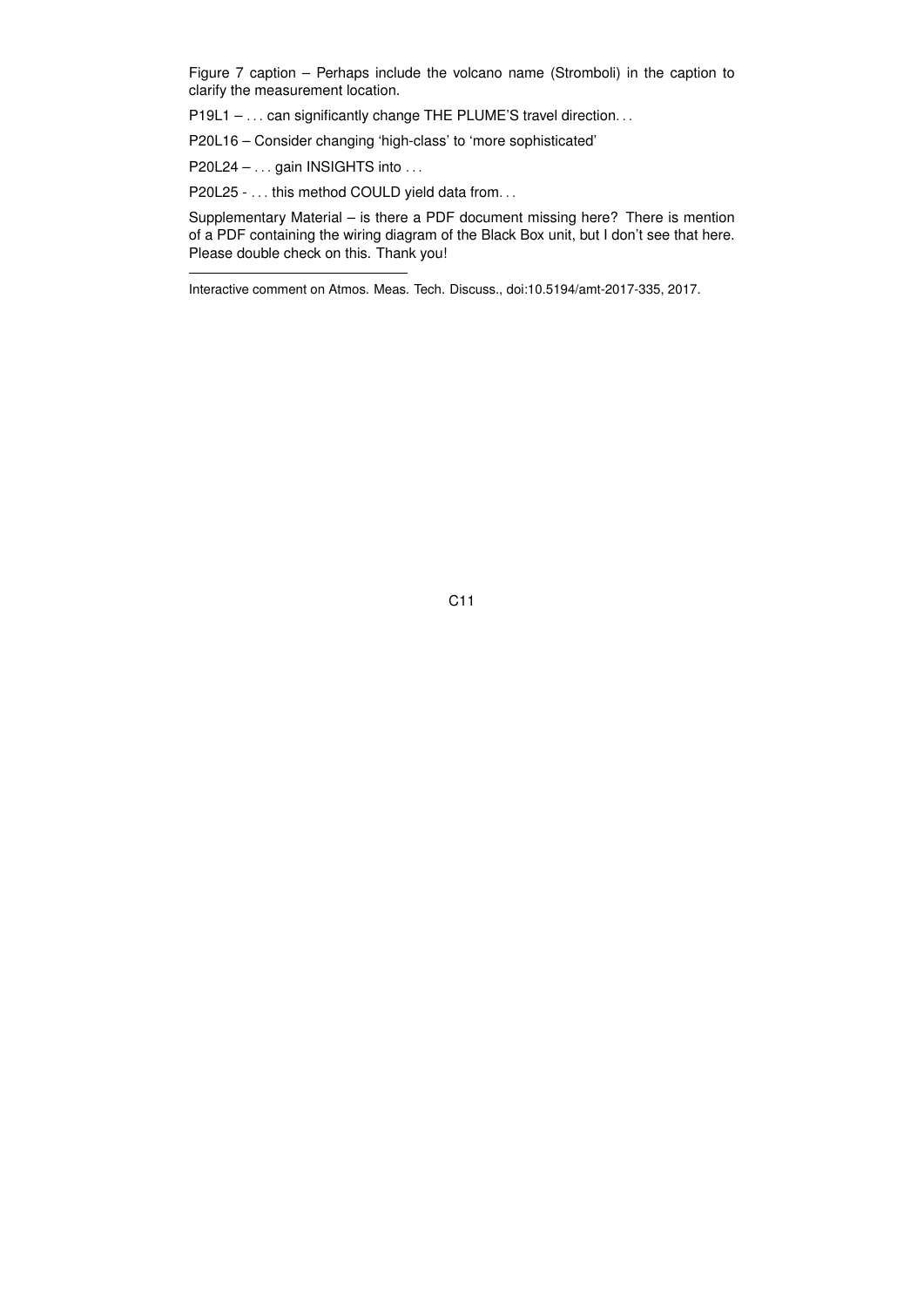Figure 7 caption – Perhaps include the volcano name (Stromboli) in the caption to clarify the measurement location.

P19L1 – . . . can significantly change THE PLUME'S travel direction. . .

P20L16 – Consider changing 'high-class' to 'more sophisticated'

P20L24 – . . . gain INSIGHTS into . . .

P20L25 - . . . this method COULD yield data from. . .

Supplementary Material – is there a PDF document missing here? There is mention of a PDF containing the wiring diagram of the Black Box unit, but I don't see that here. Please double check on this. Thank you!

---

Interactive comment on Atmos. Meas. Tech. Discuss., doi:10.5194/amt-2017-335, 2017.